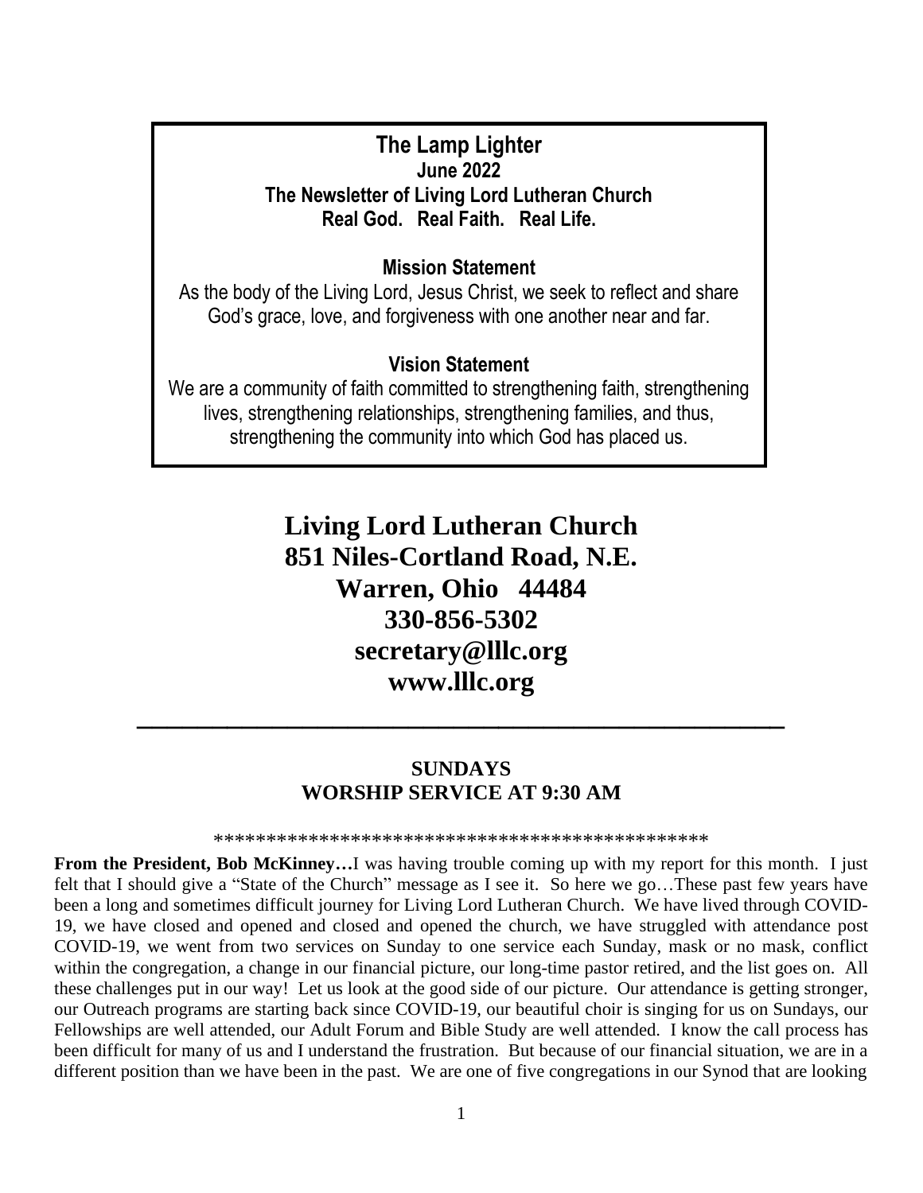**The Lamp Lighter**
**June 2022**
**The Newsletter of Living Lord Lutheran Church**
**Real God. Real Faith. Real Life.**

**Mission Statement**

As the body of the Living Lord, Jesus Christ, we seek to reflect and share God's grace, love, and forgiveness with one another near and far.

**Vision Statement**

We are a community of faith committed to strengthening faith, strengthening lives, strengthening relationships, strengthening families, and thus, strengthening the community into which God has placed us.

# Living Lord Lutheran Church
# 851 Niles-Cortland Road, N.E.
# Warren, Ohio 44484
# 330-856-5302
# secretary@lllc.org
# www.lllc.org

---

## SUNDAYS
## WORSHIP SERVICE AT 9:30 AM

\*\*\*\*\*\*\*\*\*\*\*\*\*\*\*\*\*\*\*\*\*\*\*\*\*\*\*\*\*\*\*\*\*\*\*\*\*\*\*\*\*\*\*\*\*\*\*\*\*

**From the President, Bob McKinney…**I was having trouble coming up with my report for this month. I just felt that I should give a "State of the Church" message as I see it. So here we go…These past few years have been a long and sometimes difficult journey for Living Lord Lutheran Church. We have lived through COVID-19, we have closed and opened and closed and opened the church, we have struggled with attendance post COVID-19, we went from two services on Sunday to one service each Sunday, mask or no mask, conflict within the congregation, a change in our financial picture, our long-time pastor retired, and the list goes on. All these challenges put in our way! Let us look at the good side of our picture. Our attendance is getting stronger, our Outreach programs are starting back since COVID-19, our beautiful choir is singing for us on Sundays, our Fellowships are well attended, our Adult Forum and Bible Study are well attended. I know the call process has been difficult for many of us and I understand the frustration. But because of our financial situation, we are in a different position than we have been in the past. We are one of five congregations in our Synod that are looking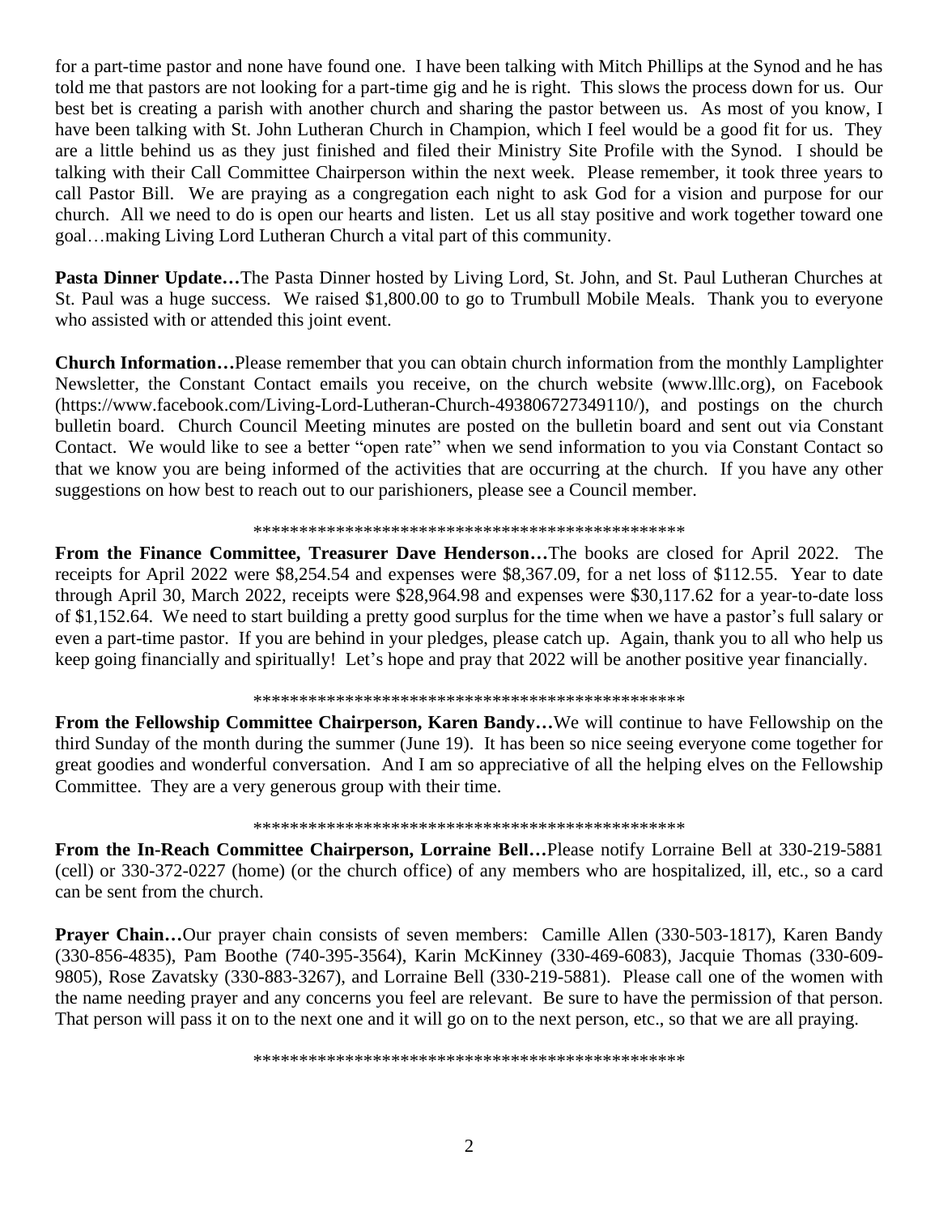for a part-time pastor and none have found one. I have been talking with Mitch Phillips at the Synod and he has told me that pastors are not looking for a part-time gig and he is right. This slows the process down for us. Our best bet is creating a parish with another church and sharing the pastor between us. As most of you know, I have been talking with St. John Lutheran Church in Champion, which I feel would be a good fit for us. They are a little behind us as they just finished and filed their Ministry Site Profile with the Synod. I should be talking with their Call Committee Chairperson within the next week. Please remember, it took three years to call Pastor Bill. We are praying as a congregation each night to ask God for a vision and purpose for our church. All we need to do is open our hearts and listen. Let us all stay positive and work together toward one goal…making Living Lord Lutheran Church a vital part of this community.

**Pasta Dinner Update…**The Pasta Dinner hosted by Living Lord, St. John, and St. Paul Lutheran Churches at St. Paul was a huge success. We raised $1,800.00 to go to Trumbull Mobile Meals. Thank you to everyone who assisted with or attended this joint event.

**Church Information…**Please remember that you can obtain church information from the monthly Lamplighter Newsletter, the Constant Contact emails you receive, on the church website (www.lllc.org), on Facebook (https://www.facebook.com/Living-Lord-Lutheran-Church-493806727349110/), and postings on the church bulletin board. Church Council Meeting minutes are posted on the bulletin board and sent out via Constant Contact. We would like to see a better "open rate" when we send information to you via Constant Contact so that we know you are being informed of the activities that are occurring at the church. If you have any other suggestions on how best to reach out to our parishioners, please see a Council member.

\*\*\*\*\*\*\*\*\*\*\*\*\*\*\*\*\*\*\*\*\*\*\*\*\*\*\*\*\*\*\*\*\*\*\*\*\*\*\*\*\*\*\*\*\*\*\*\*

**From the Finance Committee, Treasurer Dave Henderson…**The books are closed for April 2022. The receipts for April 2022 were $8,254.54 and expenses were $8,367.09, for a net loss of $112.55. Year to date through April 30, March 2022, receipts were $28,964.98 and expenses were $30,117.62 for a year-to-date loss of $1,152.64. We need to start building a pretty good surplus for the time when we have a pastor's full salary or even a part-time pastor. If you are behind in your pledges, please catch up. Again, thank you to all who help us keep going financially and spiritually! Let's hope and pray that 2022 will be another positive year financially.

\*\*\*\*\*\*\*\*\*\*\*\*\*\*\*\*\*\*\*\*\*\*\*\*\*\*\*\*\*\*\*\*\*\*\*\*\*\*\*\*\*\*\*\*\*\*\*\*

**From the Fellowship Committee Chairperson, Karen Bandy…**We will continue to have Fellowship on the third Sunday of the month during the summer (June 19). It has been so nice seeing everyone come together for great goodies and wonderful conversation. And I am so appreciative of all the helping elves on the Fellowship Committee. They are a very generous group with their time.

\*\*\*\*\*\*\*\*\*\*\*\*\*\*\*\*\*\*\*\*\*\*\*\*\*\*\*\*\*\*\*\*\*\*\*\*\*\*\*\*\*\*\*\*\*\*\*\*

**From the In-Reach Committee Chairperson, Lorraine Bell…**Please notify Lorraine Bell at 330-219-5881 (cell) or 330-372-0227 (home) (or the church office) of any members who are hospitalized, ill, etc., so a card can be sent from the church.

**Prayer Chain…**Our prayer chain consists of seven members: Camille Allen (330-503-1817), Karen Bandy (330-856-4835), Pam Boothe (740-395-3564), Karin McKinney (330-469-6083), Jacquie Thomas (330-609-9805), Rose Zavatsky (330-883-3267), and Lorraine Bell (330-219-5881). Please call one of the women with the name needing prayer and any concerns you feel are relevant. Be sure to have the permission of that person. That person will pass it on to the next one and it will go on to the next person, etc., so that we are all praying.

\*\*\*\*\*\*\*\*\*\*\*\*\*\*\*\*\*\*\*\*\*\*\*\*\*\*\*\*\*\*\*\*\*\*\*\*\*\*\*\*\*\*\*\*\*\*\*\*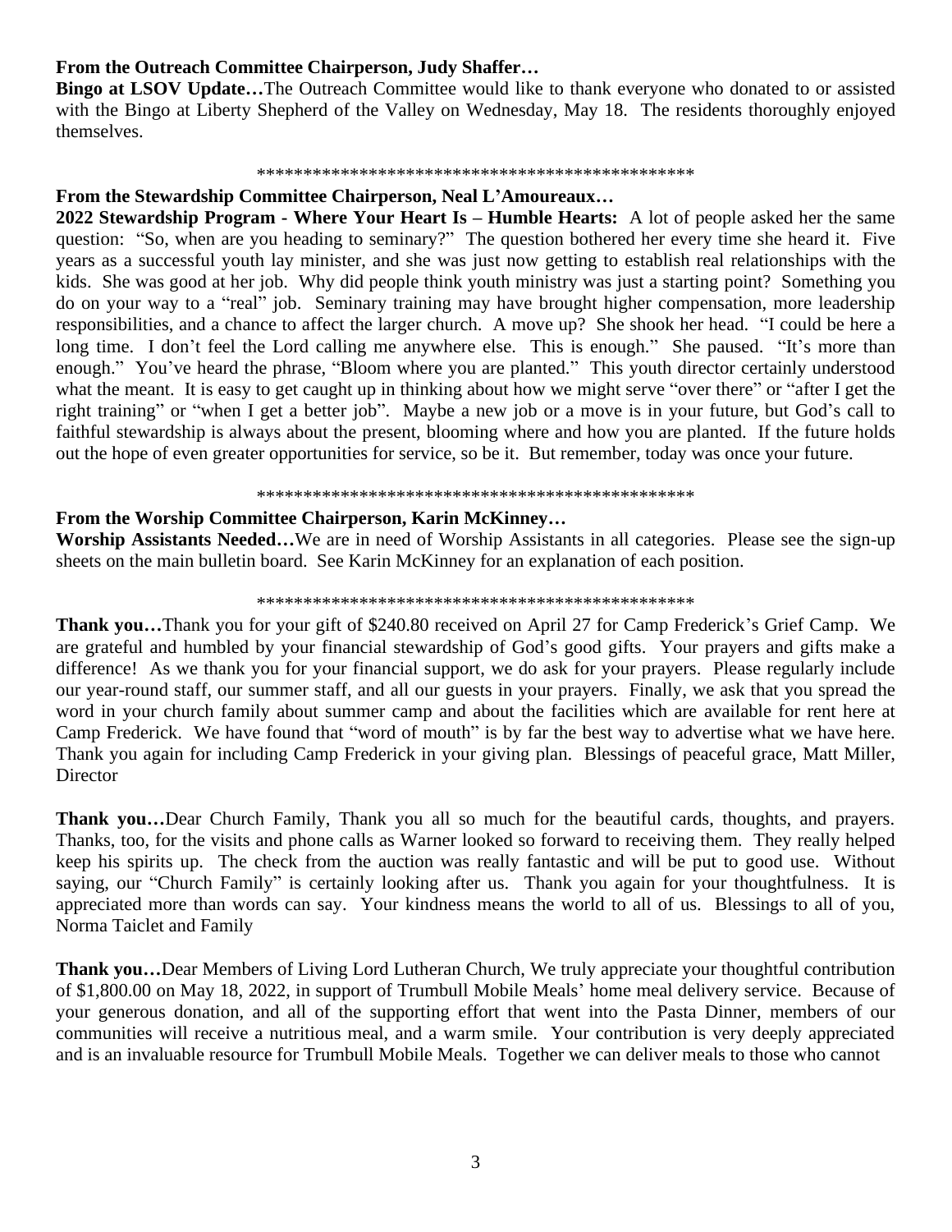**From the Outreach Committee Chairperson, Judy Shaffer…**

**Bingo at LSOV Update…**The Outreach Committee would like to thank everyone who donated to or assisted with the Bingo at Liberty Shepherd of the Valley on Wednesday, May 18. The residents thoroughly enjoyed themselves.

\*\*\*\*\*\*\*\*\*\*\*\*\*\*\*\*\*\*\*\*\*\*\*\*\*\*\*\*\*\*\*\*\*\*\*\*\*\*\*\*\*\*\*\*\*\*\*\*

**From the Stewardship Committee Chairperson, Neal L'Amoureaux…**

**2022 Stewardship Program - Where Your Heart Is – Humble Hearts:** A lot of people asked her the same question: "So, when are you heading to seminary?" The question bothered her every time she heard it. Five years as a successful youth lay minister, and she was just now getting to establish real relationships with the kids. She was good at her job. Why did people think youth ministry was just a starting point? Something you do on your way to a "real" job. Seminary training may have brought higher compensation, more leadership responsibilities, and a chance to affect the larger church. A move up? She shook her head. "I could be here a long time. I don't feel the Lord calling me anywhere else. This is enough." She paused. "It's more than enough." You've heard the phrase, "Bloom where you are planted." This youth director certainly understood what the meant. It is easy to get caught up in thinking about how we might serve "over there" or "after I get the right training" or "when I get a better job". Maybe a new job or a move is in your future, but God's call to faithful stewardship is always about the present, blooming where and how you are planted. If the future holds out the hope of even greater opportunities for service, so be it. But remember, today was once your future.

\*\*\*\*\*\*\*\*\*\*\*\*\*\*\*\*\*\*\*\*\*\*\*\*\*\*\*\*\*\*\*\*\*\*\*\*\*\*\*\*\*\*\*\*\*\*\*\*

**From the Worship Committee Chairperson, Karin McKinney…**

**Worship Assistants Needed…**We are in need of Worship Assistants in all categories. Please see the sign-up sheets on the main bulletin board. See Karin McKinney for an explanation of each position.

\*\*\*\*\*\*\*\*\*\*\*\*\*\*\*\*\*\*\*\*\*\*\*\*\*\*\*\*\*\*\*\*\*\*\*\*\*\*\*\*\*\*\*\*\*\*\*\*

**Thank you…**Thank you for your gift of $240.80 received on April 27 for Camp Frederick's Grief Camp. We are grateful and humbled by your financial stewardship of God's good gifts. Your prayers and gifts make a difference! As we thank you for your financial support, we do ask for your prayers. Please regularly include our year-round staff, our summer staff, and all our guests in your prayers. Finally, we ask that you spread the word in your church family about summer camp and about the facilities which are available for rent here at Camp Frederick. We have found that "word of mouth" is by far the best way to advertise what we have here. Thank you again for including Camp Frederick in your giving plan. Blessings of peaceful grace, Matt Miller, Director

**Thank you…**Dear Church Family, Thank you all so much for the beautiful cards, thoughts, and prayers. Thanks, too, for the visits and phone calls as Warner looked so forward to receiving them. They really helped keep his spirits up. The check from the auction was really fantastic and will be put to good use. Without saying, our "Church Family" is certainly looking after us. Thank you again for your thoughtfulness. It is appreciated more than words can say. Your kindness means the world to all of us. Blessings to all of you, Norma Taiclet and Family

**Thank you…**Dear Members of Living Lord Lutheran Church, We truly appreciate your thoughtful contribution of $1,800.00 on May 18, 2022, in support of Trumbull Mobile Meals' home meal delivery service. Because of your generous donation, and all of the supporting effort that went into the Pasta Dinner, members of our communities will receive a nutritious meal, and a warm smile. Your contribution is very deeply appreciated and is an invaluable resource for Trumbull Mobile Meals. Together we can deliver meals to those who cannot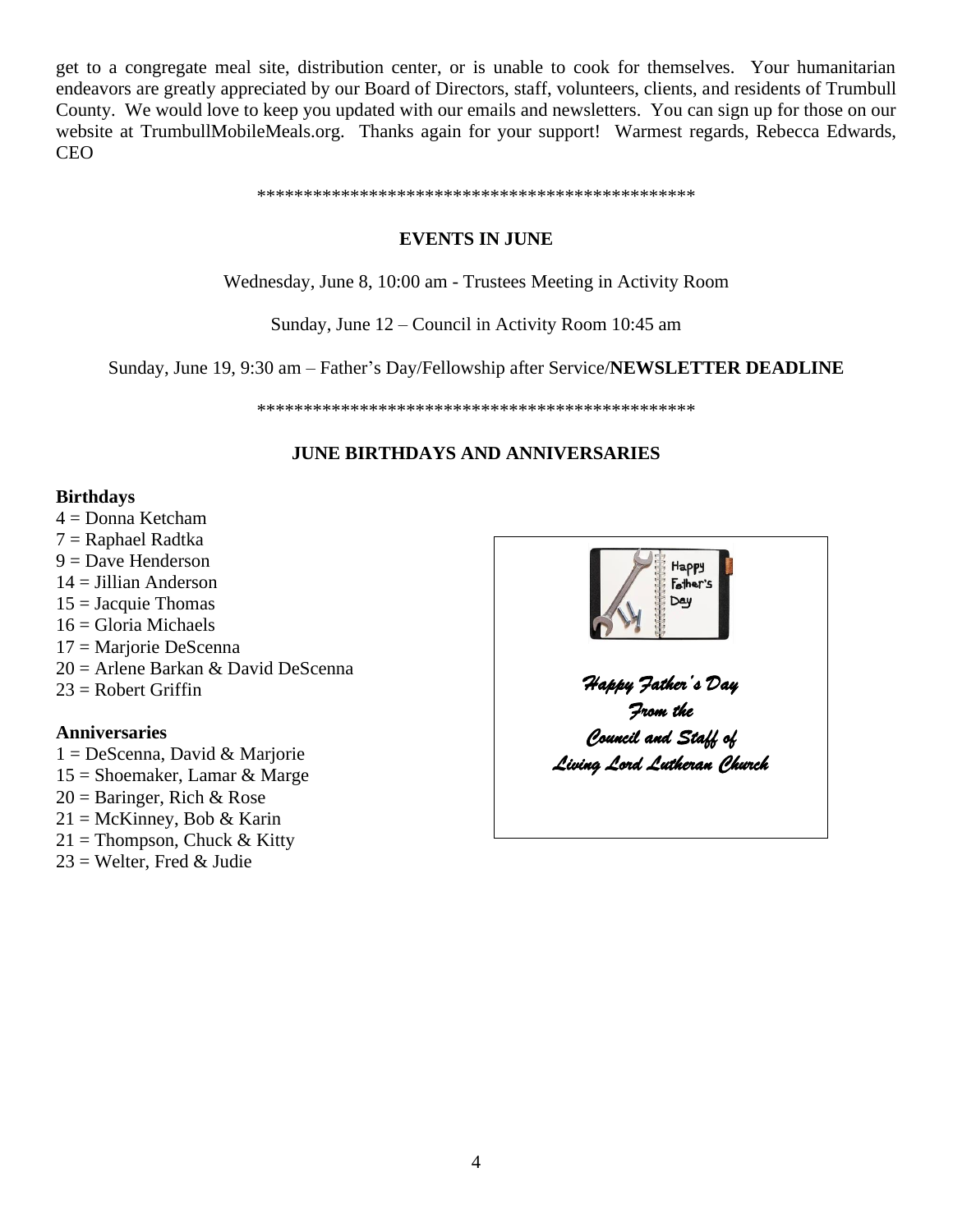get to a congregate meal site, distribution center, or is unable to cook for themselves. Your humanitarian endeavors are greatly appreciated by our Board of Directors, staff, volunteers, clients, and residents of Trumbull County. We would love to keep you updated with our emails and newsletters. You can sign up for those on our website at TrumbullMobileMeals.org. Thanks again for your support! Warmest regards, Rebecca Edwards, CEO

\*\*\*\*\*\*\*\*\*\*\*\*\*\*\*\*\*\*\*\*\*\*\*\*\*\*\*\*\*\*\*\*\*\*\*\*\*\*\*\*\*\*\*\*\*\*\*\*

## EVENTS IN JUNE

Wednesday, June 8, 10:00 am - Trustees Meeting in Activity Room

Sunday, June 12 – Council in Activity Room 10:45 am

Sunday, June 19, 9:30 am – Father's Day/Fellowship after Service/**NEWSLETTER DEADLINE**

\*\*\*\*\*\*\*\*\*\*\*\*\*\*\*\*\*\*\*\*\*\*\*\*\*\*\*\*\*\*\*\*\*\*\*\*\*\*\*\*\*\*\*\*\*\*\*\*

## JUNE BIRTHDAYS AND ANNIVERSARIES

**Birthdays**

4 = Donna Ketcham
7 = Raphael Radtka
9 = Dave Henderson
14 = Jillian Anderson
15 = Jacquie Thomas
16 = Gloria Michaels
17 = Marjorie DeScenna
20 = Arlene Barkan & David DeScenna
23 = Robert Griffin

**Anniversaries**

1 = DeScenna, David & Marjorie
15 = Shoemaker, Lamar & Marge
20 = Baringer, Rich & Rose
21 = McKinney, Bob & Karin
21 = Thompson, Chuck & Kitty
23 = Welter, Fred & Judie

Happy Father's Day

*Happy Father's Day*
*From the*
*Council and Staff of*
*Living Lord Lutheran Church*